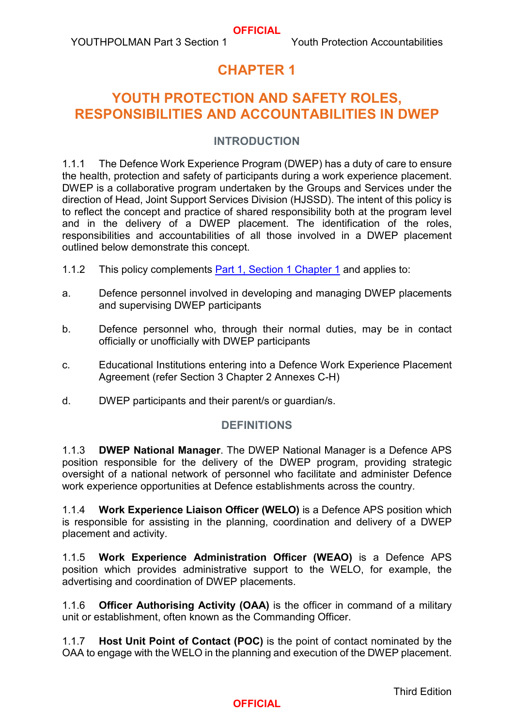# CHAPTER 1

# YOUTH PROTECTION AND SAFETY ROLES, RESPONSIBILITIES AND ACCOUNTABILITIES IN DWEP

## INTRODUCTION

1.1.1 The Defence Work Experience Program (DWEP) has a duty of care to ensure the health, protection and safety of participants during a work experience placement. DWEP is a collaborative program undertaken by the Groups and Services under the direction of Head, Joint Support Services Division (HJSSD). The intent of this policy is to reflect the concept and practice of shared responsibility both at the program level and in the delivery of a DWEP placement. The identification of the roles, responsibilities and accountabilities of all those involved in a DWEP placement outlined below demonstrate this concept.

1.1.2 This policy complements Part 1, Section 1 Chapter 1 and applies to:

a. Defence personnel involved in developing and managing DWEP placements and supervising DWEP participants

b. Defence personnel who, through their normal duties, may be in contact officially or unofficially with DWEP participants

c. Educational Institutions entering into a Defence Work Experience Placement Agreement (refer Section 3 Chapter 2 Annexes C-H)

d. DWEP participants and their parent/s or guardian/s.

## DEFINITIONS

1.1.3 **DWEP National Manager**. The DWEP National Manager is a Defence APS position responsible for the delivery of the DWEP program, providing strategic oversight of a national network of personnel who facilitate and administer Defence work experience opportunities at Defence establishments across the country.

1.1.4 **Work Experience Liaison Officer (WELO)** is a Defence APS position which is responsible for assisting in the planning, coordination and delivery of a DWEP placement and activity.

1.1.5 **Work Experience Administration Officer (WEAO)** is a Defence APS position which provides administrative support to the WELO, for example, the advertising and coordination of DWEP placements.

1.1.6 **Officer Authorising Activity (OAA)** is the officer in command of a military unit or establishment, often known as the Commanding Officer.

1.1.7 **Host Unit Point of Contact (POC)** is the point of contact nominated by the OAA to engage with the WELO in the planning and execution of the DWEP placement.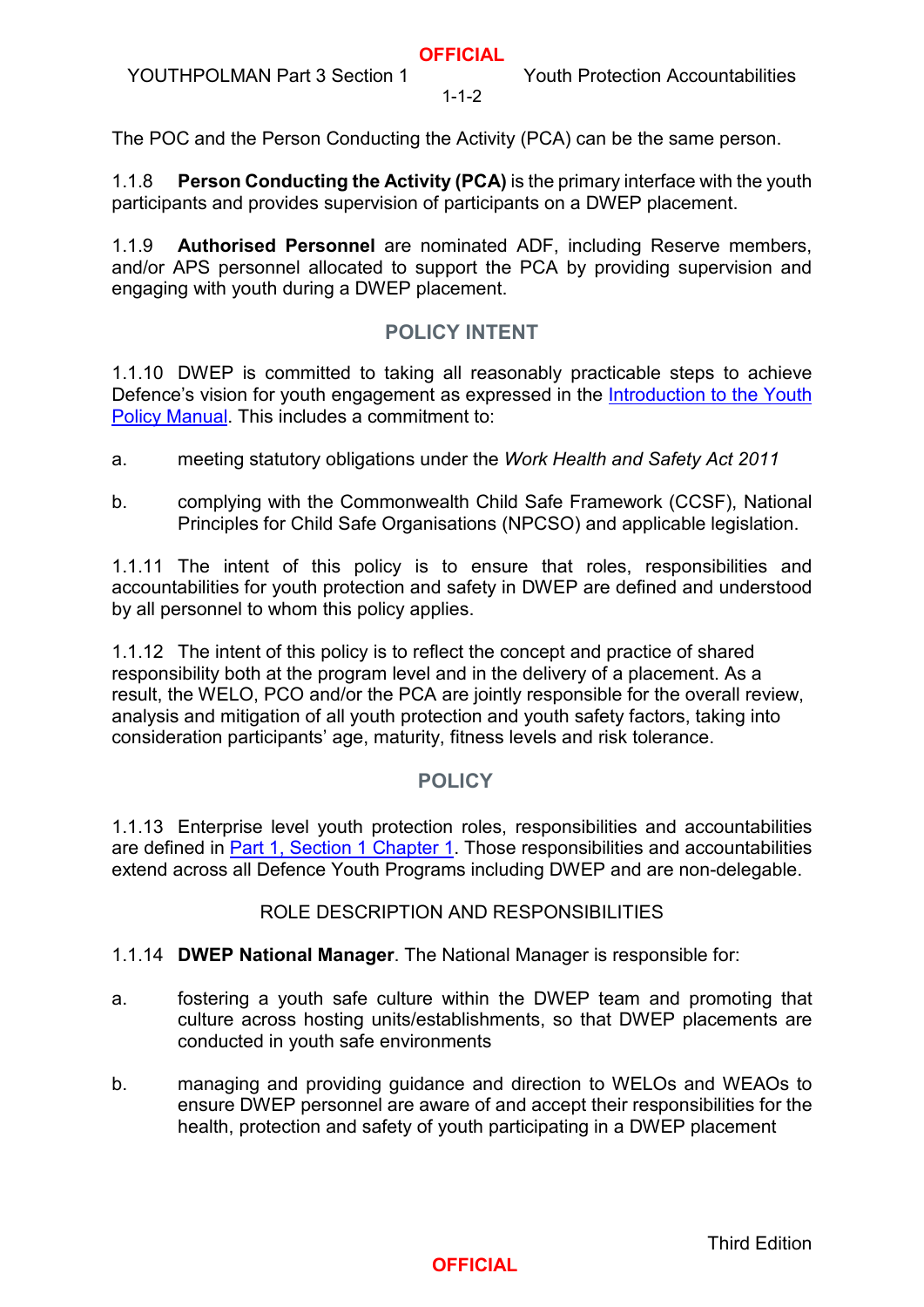The POC and the Person Conducting the Activity (PCA) can be the same person.

1.1.8 **Person Conducting the Activity (PCA)** is the primary interface with the youth participants and provides supervision of participants on a DWEP placement.

1.1.9 **Authorised Personnel** are nominated ADF, including Reserve members, and/or APS personnel allocated to support the PCA by providing supervision and engaging with youth during a DWEP placement.

## POLICY INTENT

1.1.10 DWEP is committed to taking all reasonably practicable steps to achieve Defence's vision for youth engagement as expressed in the Introduction to the Youth Policy Manual. This includes a commitment to:

a. meeting statutory obligations under the *Work Health and Safety Act 2011*

b. complying with the Commonwealth Child Safe Framework (CCSF), National Principles for Child Safe Organisations (NPCSO) and applicable legislation.

1.1.11 The intent of this policy is to ensure that roles, responsibilities and accountabilities for youth protection and safety in DWEP are defined and understood by all personnel to whom this policy applies.

1.1.12 The intent of this policy is to reflect the concept and practice of shared responsibility both at the program level and in the delivery of a placement. As a result, the WELO, PCO and/or the PCA are jointly responsible for the overall review, analysis and mitigation of all youth protection and youth safety factors, taking into consideration participants' age, maturity, fitness levels and risk tolerance.

## POLICY

1.1.13 Enterprise level youth protection roles, responsibilities and accountabilities are defined in Part 1, Section 1 Chapter 1. Those responsibilities and accountabilities extend across all Defence Youth Programs including DWEP and are non-delegable.

### ROLE DESCRIPTION AND RESPONSIBILITIES

1.1.14 **DWEP National Manager**. The National Manager is responsible for:

a. fostering a youth safe culture within the DWEP team and promoting that culture across hosting units/establishments, so that DWEP placements are conducted in youth safe environments

b. managing and providing guidance and direction to WELOs and WEAOs to ensure DWEP personnel are aware of and accept their responsibilities for the health, protection and safety of youth participating in a DWEP placement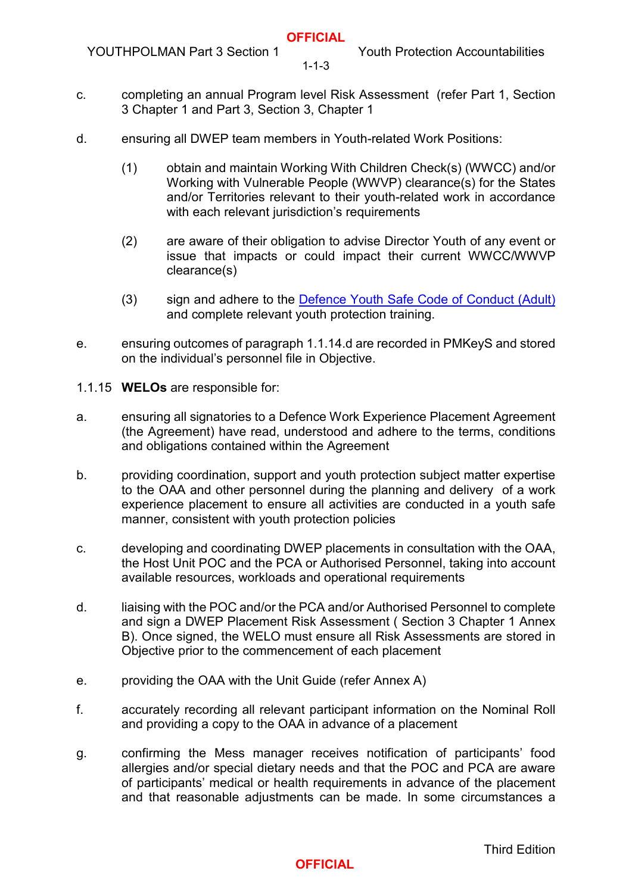c. completing an annual Program level Risk Assessment (refer Part 1, Section 3 Chapter 1 and Part 3, Section 3, Chapter 1

d. ensuring all DWEP team members in Youth-related Work Positions:

   (1) obtain and maintain Working With Children Check(s) (WWCC) and/or Working with Vulnerable People (WWVP) clearance(s) for the States and/or Territories relevant to their youth-related work in accordance with each relevant jurisdiction's requirements

   (2) are aware of their obligation to advise Director Youth of any event or issue that impacts or could impact their current WWCC/WWVP clearance(s)

   (3) sign and adhere to the [Defence Youth Safe Code of Conduct (Adult)] and complete relevant youth protection training.

e. ensuring outcomes of paragraph 1.1.14.d are recorded in PMKeyS and stored on the individual's personnel file in Objective.

1.1.15 **WELOs** are responsible for:

a. ensuring all signatories to a Defence Work Experience Placement Agreement (the Agreement) have read, understood and adhere to the terms, conditions and obligations contained within the Agreement

b. providing coordination, support and youth protection subject matter expertise to the OAA and other personnel during the planning and delivery of a work experience placement to ensure all activities are conducted in a youth safe manner, consistent with youth protection policies

c. developing and coordinating DWEP placements in consultation with the OAA, the Host Unit POC and the PCA or Authorised Personnel, taking into account available resources, workloads and operational requirements

d. liaising with the POC and/or the PCA and/or Authorised Personnel to complete and sign a DWEP Placement Risk Assessment ( Section 3 Chapter 1 Annex B). Once signed, the WELO must ensure all Risk Assessments are stored in Objective prior to the commencement of each placement

e. providing the OAA with the Unit Guide (refer Annex A)

f. accurately recording all relevant participant information on the Nominal Roll and providing a copy to the OAA in advance of a placement

g. confirming the Mess manager receives notification of participants' food allergies and/or special dietary needs and that the POC and PCA are aware of participants' medical or health requirements in advance of the placement and that reasonable adjustments can be made. In some circumstances a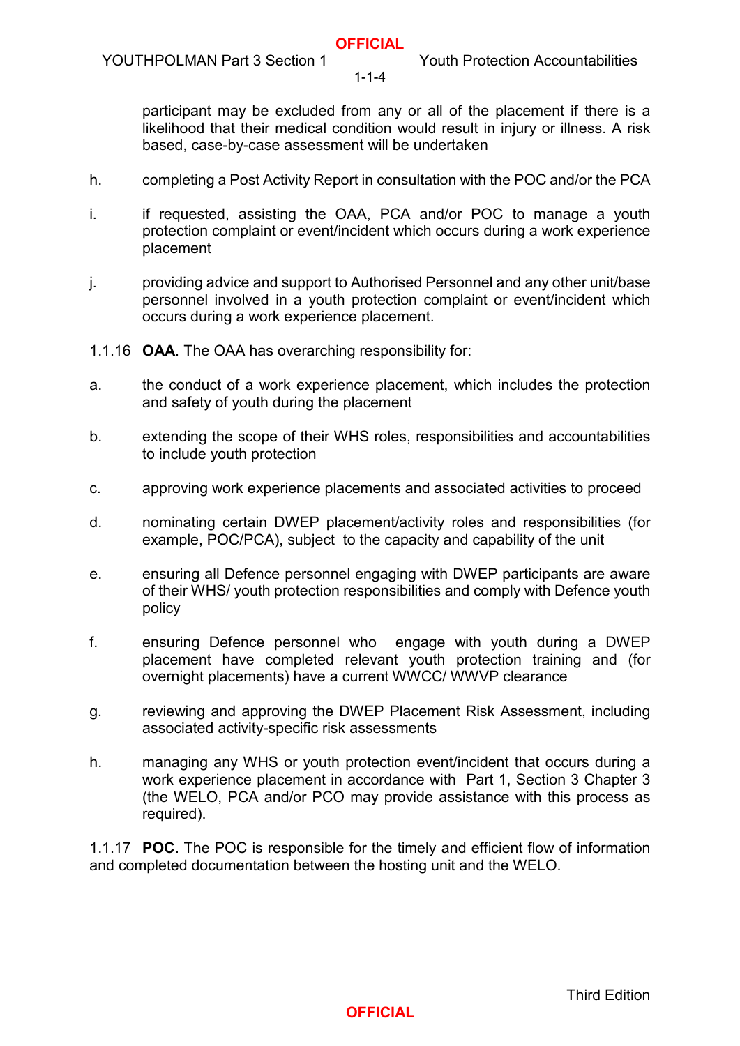participant may be excluded from any or all of the placement if there is a likelihood that their medical condition would result in injury or illness. A risk based, case-by-case assessment will be undertaken

h. completing a Post Activity Report in consultation with the POC and/or the PCA

i. if requested, assisting the OAA, PCA and/or POC to manage a youth protection complaint or event/incident which occurs during a work experience placement

j. providing advice and support to Authorised Personnel and any other unit/base personnel involved in a youth protection complaint or event/incident which occurs during a work experience placement.

1.1.16 **OAA**. The OAA has overarching responsibility for:

a. the conduct of a work experience placement, which includes the protection and safety of youth during the placement

b. extending the scope of their WHS roles, responsibilities and accountabilities to include youth protection

c. approving work experience placements and associated activities to proceed

d. nominating certain DWEP placement/activity roles and responsibilities (for example, POC/PCA), subject to the capacity and capability of the unit

e. ensuring all Defence personnel engaging with DWEP participants are aware of their WHS/ youth protection responsibilities and comply with Defence youth policy

f. ensuring Defence personnel who engage with youth during a DWEP placement have completed relevant youth protection training and (for overnight placements) have a current WWCC/ WWVP clearance

g. reviewing and approving the DWEP Placement Risk Assessment, including associated activity-specific risk assessments

h. managing any WHS or youth protection event/incident that occurs during a work experience placement in accordance with Part 1, Section 3 Chapter 3 (the WELO, PCA and/or PCO may provide assistance with this process as required).

1.1.17 **POC.** The POC is responsible for the timely and efficient flow of information and completed documentation between the hosting unit and the WELO.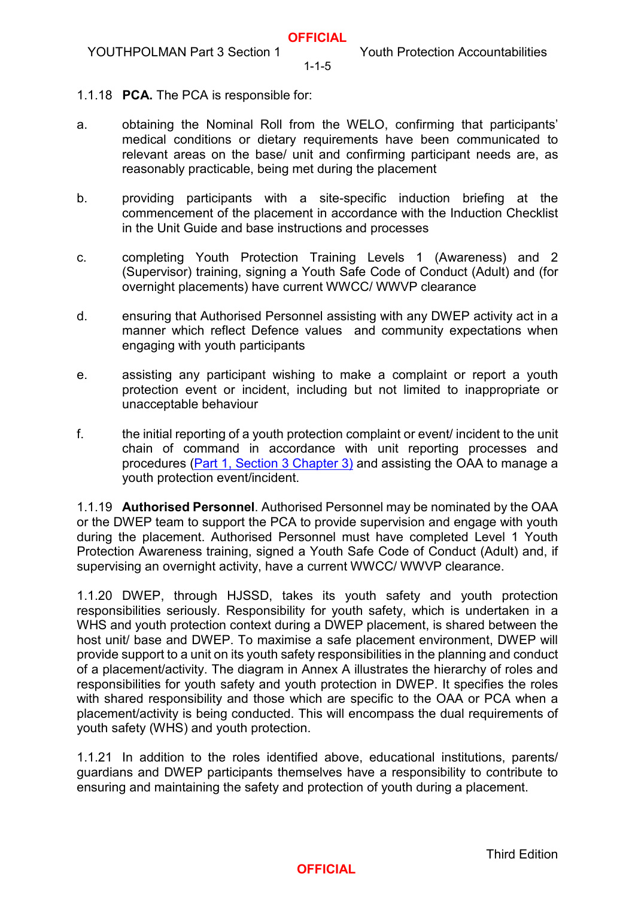1.1.18 **PCA.** The PCA is responsible for:

a. obtaining the Nominal Roll from the WELO, confirming that participants' medical conditions or dietary requirements have been communicated to relevant areas on the base/ unit and confirming participant needs are, as reasonably practicable, being met during the placement

b. providing participants with a site-specific induction briefing at the commencement of the placement in accordance with the Induction Checklist in the Unit Guide and base instructions and processes

c. completing Youth Protection Training Levels 1 (Awareness) and 2 (Supervisor) training, signing a Youth Safe Code of Conduct (Adult) and (for overnight placements) have current WWCC/ WWVP clearance

d. ensuring that Authorised Personnel assisting with any DWEP activity act in a manner which reflect Defence values and community expectations when engaging with youth participants

e. assisting any participant wishing to make a complaint or report a youth protection event or incident, including but not limited to inappropriate or unacceptable behaviour

f. the initial reporting of a youth protection complaint or event/ incident to the unit chain of command in accordance with unit reporting processes and procedures (Part 1, Section 3 Chapter 3) and assisting the OAA to manage a youth protection event/incident.

1.1.19 **Authorised Personnel**. Authorised Personnel may be nominated by the OAA or the DWEP team to support the PCA to provide supervision and engage with youth during the placement. Authorised Personnel must have completed Level 1 Youth Protection Awareness training, signed a Youth Safe Code of Conduct (Adult) and, if supervising an overnight activity, have a current WWCC/ WWVP clearance.

1.1.20 DWEP, through HJSSD, takes its youth safety and youth protection responsibilities seriously. Responsibility for youth safety, which is undertaken in a WHS and youth protection context during a DWEP placement, is shared between the host unit/ base and DWEP. To maximise a safe placement environment, DWEP will provide support to a unit on its youth safety responsibilities in the planning and conduct of a placement/activity. The diagram in Annex A illustrates the hierarchy of roles and responsibilities for youth safety and youth protection in DWEP. It specifies the roles with shared responsibility and those which are specific to the OAA or PCA when a placement/activity is being conducted. This will encompass the dual requirements of youth safety (WHS) and youth protection.

1.1.21 In addition to the roles identified above, educational institutions, parents/ guardians and DWEP participants themselves have a responsibility to contribute to ensuring and maintaining the safety and protection of youth during a placement.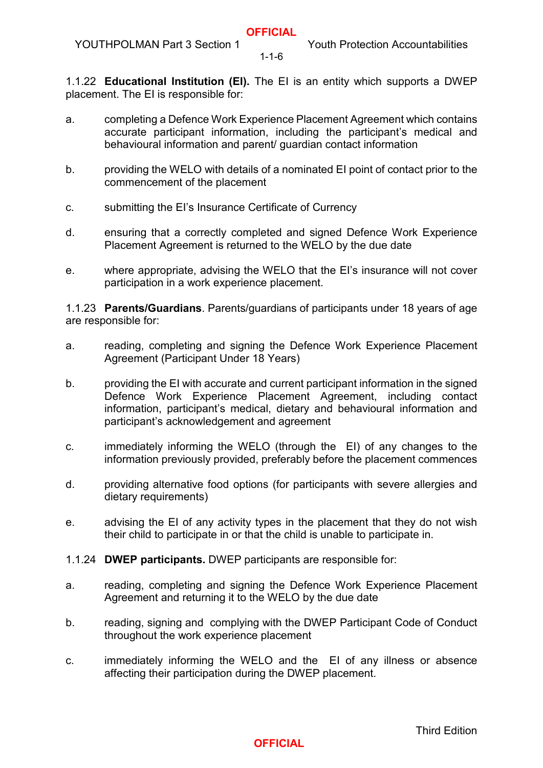1.1.22 **Educational Institution (EI).** The EI is an entity which supports a DWEP placement. The EI is responsible for:

a. completing a Defence Work Experience Placement Agreement which contains accurate participant information, including the participant's medical and behavioural information and parent/ guardian contact information

b. providing the WELO with details of a nominated EI point of contact prior to the commencement of the placement

c. submitting the EI's Insurance Certificate of Currency

d. ensuring that a correctly completed and signed Defence Work Experience Placement Agreement is returned to the WELO by the due date

e. where appropriate, advising the WELO that the EI's insurance will not cover participation in a work experience placement.

1.1.23 **Parents/Guardians**. Parents/guardians of participants under 18 years of age are responsible for:

a. reading, completing and signing the Defence Work Experience Placement Agreement (Participant Under 18 Years)

b. providing the EI with accurate and current participant information in the signed Defence Work Experience Placement Agreement, including contact information, participant's medical, dietary and behavioural information and participant's acknowledgement and agreement

c. immediately informing the WELO (through the EI) of any changes to the information previously provided, preferably before the placement commences

d. providing alternative food options (for participants with severe allergies and dietary requirements)

e. advising the EI of any activity types in the placement that they do not wish their child to participate in or that the child is unable to participate in.

1.1.24 **DWEP participants.** DWEP participants are responsible for:

a. reading, completing and signing the Defence Work Experience Placement Agreement and returning it to the WELO by the due date

b. reading, signing and complying with the DWEP Participant Code of Conduct throughout the work experience placement

c. immediately informing the WELO and the EI of any illness or absence affecting their participation during the DWEP placement.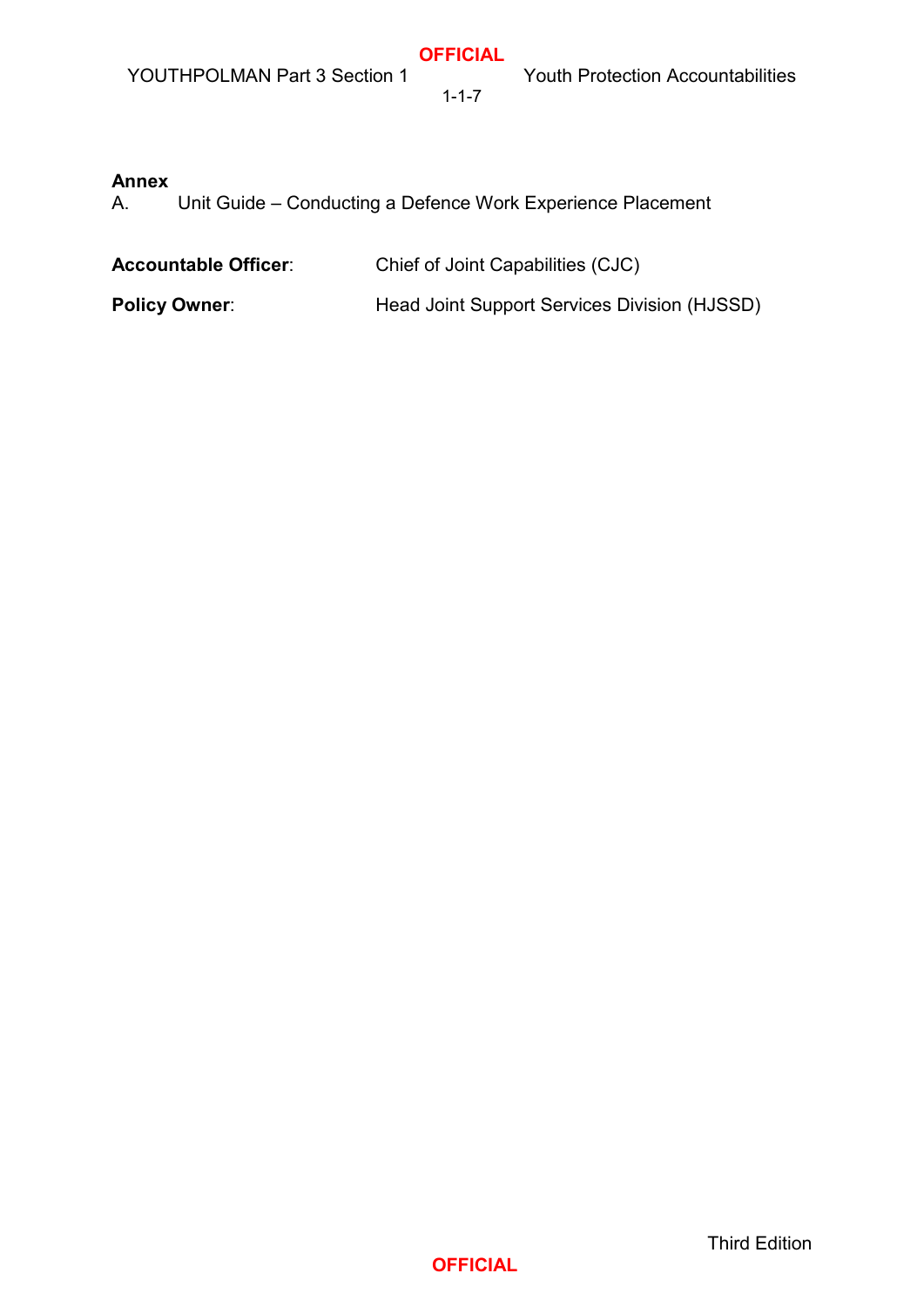**Annex**

A. Unit Guide – Conducting a Defence Work Experience Placement

**Accountable Officer**: Chief of Joint Capabilities (CJC)

**Policy Owner**: Head Joint Support Services Division (HJSSD)